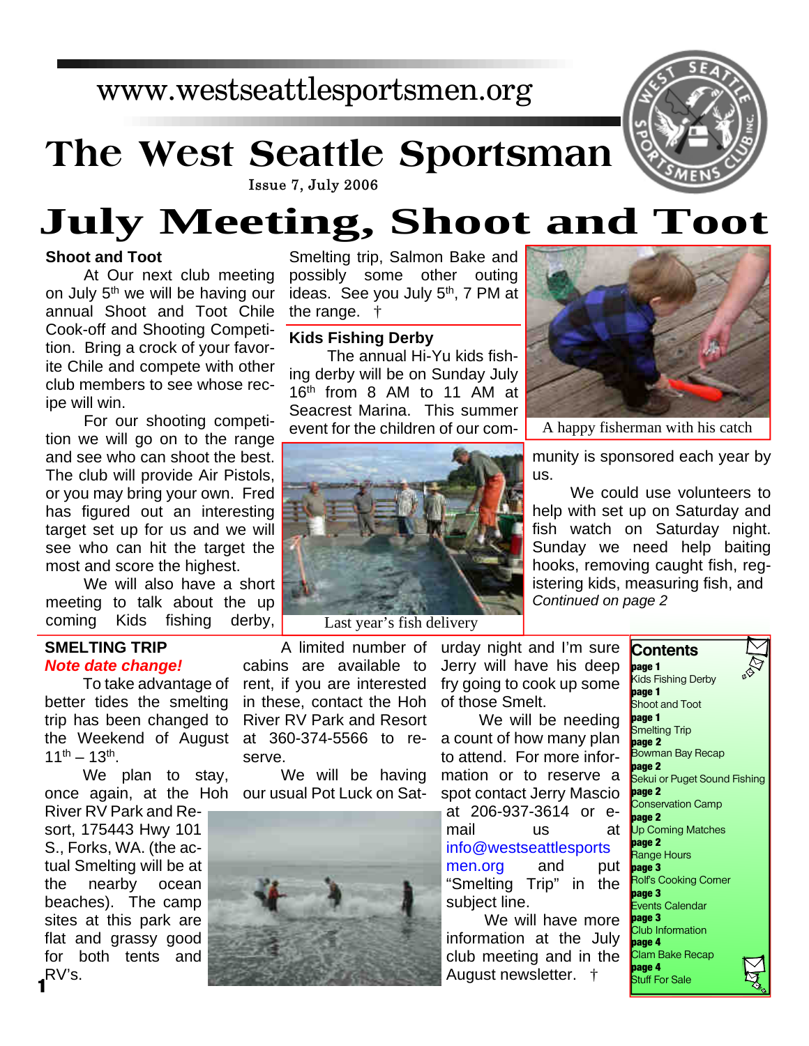www.westseattlesportsmen.org

# The West Seattle Sportsman

Issue 7, July 2006

# July Meeting, Shoot and Toot

### Shoot and Toot

At Our next club meeting on July 5th we will be having our annual Shoot and Toot Chile Cook-off and Shooting Competition. Bring a crock of your favorite Chile and compete with other club members to see whose recipe will win.

For our shooting competition we will go on to the range and see who can shoot the best. The club will provide Air Pistols, or you may bring your own. Fred has figured out an interesting target set up for us and we will see who can hit the target the most and score the highest.

We will also have a short meeting to talk about the up coming Kids fishing derby, Smelting trip, Salmon Bake and possibly some other outing ideas. See you July 5th, 7 PM at the range. †

### Kids Fishing Derby

The annual Hi-Yu kids fishing derby will be on Sunday July 16th from 8 AM to 11 AM at Seacrest Marina. This summer event for the children of our community is sponsored each year by us.

Last year's fish delivery

A happy fisherman with his catch

We could use volunteers to help with set up on Saturday and fish watch on Saturday night. Sunday we need help baiting hooks, removing caught fish, registering kids, measuring fish, and *Continued on page 2*

### SMELTING TRIP

***Note date change!***

To take advantage of better tides the smelting trip has been changed to the Weekend of August 11th – 13th.

We plan to stay, once again, at the Hoh River RV Park and Resort, 175443 Hwy 101 S., Forks, WA. (the actual Smelting will be at the nearby ocean beaches). The camp sites at this park are flat and grassy good for both tents and RV's.

A limited number of cabins are available to rent, if you are interested in these, contact the Hoh River RV Park and Resort at 360-374-5566 to reserve.

We will be having our usual Pot Luck on Saturday night and I'm sure Jerry will have his deep fry going to cook up some of those Smelt.

We will be needing a count of how many plan to attend. For more information or to reserve a spot contact Jerry Mascio at 206-937-3614 or e-mail us at info@westseattlesportsmen.org and put "Smelting Trip" in the subject line.

We will have more information at the July club meeting and in the August newsletter. †

### Contents

- **page 1** Kids Fishing Derby
- **page 1** Shoot and Toot
- **page 1** Smelting Trip
- **page 2** Bowman Bay Recap
- **page 2** Sekui or Puget Sound Fishing
- **page 2** Conservation Camp
- **page 2** Up Coming Matches
- **page 2** Range Hours
- **page 3** Rolf's Cooking Corner
- **page 3** Events Calendar
- **page 3** Club Information
- **page 4** Clam Bake Recap
- **page 4** Stuff For Sale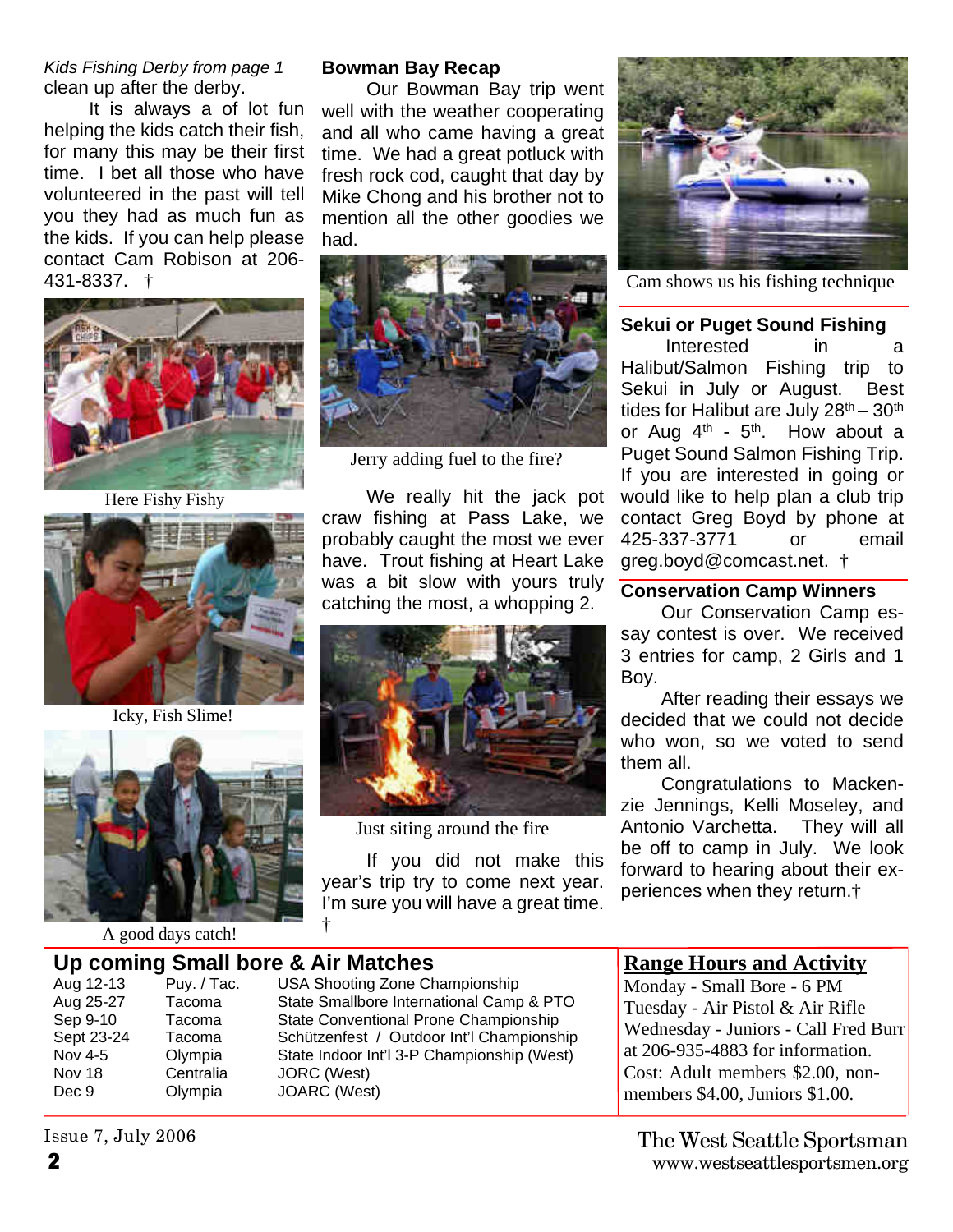*Kids Fishing Derby from page 1*

clean up after the derby.

It is always a of lot fun helping the kids catch their fish, for many this may be their first time. I bet all those who have volunteered in the past will tell you they had as much fun as the kids. If you can help please contact Cam Robison at 206-431-8337. †

Here Fishy Fishy

Icky, Fish Slime!

A good days catch!

## Bowman Bay Recap

Our Bowman Bay trip went well with the weather cooperating and all who came having a great time. We had a great potluck with fresh rock cod, caught that day by Mike Chong and his brother not to mention all the other goodies we had.

Jerry adding fuel to the fire?

We really hit the jack pot craw fishing at Pass Lake, we probably caught the most we ever have. Trout fishing at Heart Lake was a bit slow with yours truly catching the most, a whopping 2.

Just siting around the fire

If you did not make this year's trip try to come next year. I'm sure you will have a great time. †

Cam shows us his fishing technique

## Sekui or Puget Sound Fishing

Interested in a Halibut/Salmon Fishing trip to Sekui in July or August. Best tides for Halibut are July 28th – 30th or Aug 4th - 5th. How about a Puget Sound Salmon Fishing Trip. If you are interested in going or would like to help plan a club trip contact Greg Boyd by phone at 425-337-3771 or email greg.boyd@comcast.net. †

## Conservation Camp Winners

Our Conservation Camp essay contest is over. We received 3 entries for camp, 2 Girls and 1 Boy.

After reading their essays we decided that we could not decide who won, so we voted to send them all.

Congratulations to Mackenzie Jennings, Kelli Moseley, and Antonio Varchetta. They will all be off to camp in July. We look forward to hearing about their experiences when they return.†

## Up coming Small bore & Air Matches

| Date | Location | Event |
|---|---|---|
| Aug 12-13 | Puy. / Tac. | USA Shooting Zone Championship |
| Aug 25-27 | Tacoma | State Smallbore International Camp & PTO |
| Sep 9-10 | Tacoma | State Conventional Prone Championship |
| Sept 23-24 | Tacoma | Schützenfest / Outdoor Int'l Championship |
| Nov 4-5 | Olympia | State Indoor Int'l 3-P Championship (West) |
| Nov 18 | Centralia | JORC (West) |
| Dec 9 | Olympia | JOARC (West) |

## Range Hours and Activity

Monday - Small Bore - 6 PM
Tuesday - Air Pistol & Air Rifle
Wednesday - Juniors - Call Fred Burr at 206-935-4883 for information.
Cost: Adult members $2.00, non-members $4.00, Juniors $1.00.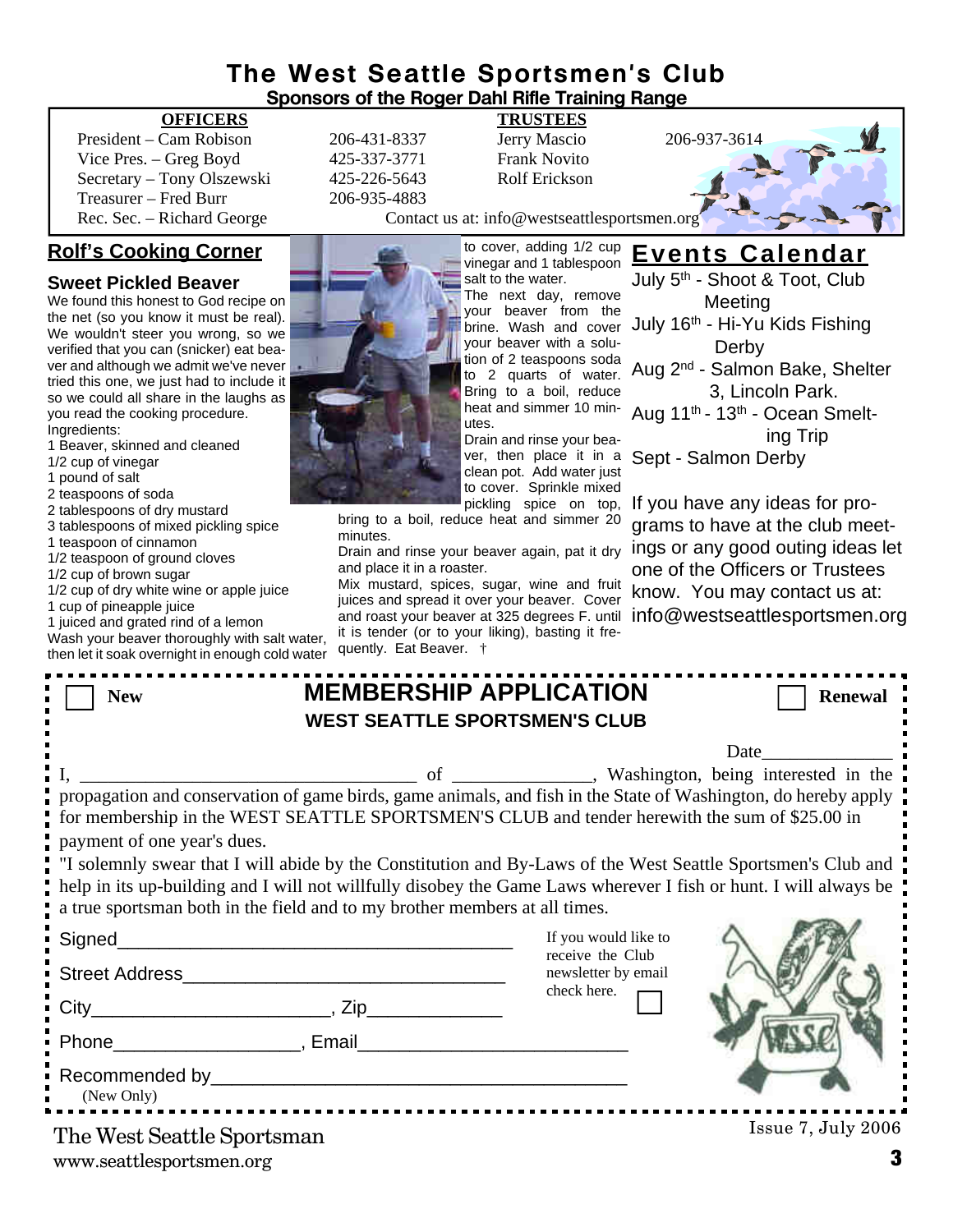# The West Seattle Sportsmen's Club

**Sponsors of the Roger Dahl Rifle Training Range**

| **OFFICERS** | | **TRUSTEES** | |
|---|---|---|---|
| President – Cam Robison | 206-431-8337 | Jerry Mascio | 206-937-3614 |
| Vice Pres. – Greg Boyd | 425-337-3771 | Frank Novito | |
| Secretary – Tony Olszewski | 425-226-5643 | Rolf Erickson | |
| Treasurer – Fred Burr | 206-935-4883 | | |
| Rec. Sec. – Richard George | | | |

Contact us at: info@westseattlesportsmen.org

## Rolf's Cooking Corner

### Sweet Pickled Beaver

We found this honest to God recipe on the net (so you know it must be real). We wouldn't steer you wrong, so we verified that you can (snicker) eat beaver and although we admit we've never tried this one, we just had to include it so we could all share in the laughs as you read the cooking procedure.

Ingredients:

1 Beaver, skinned and cleaned
1/2 cup of vinegar
1 pound of salt
2 teaspoons of soda
2 tablespoons of dry mustard
3 tablespoons of mixed pickling spice
1 teaspoon of cinnamon
1/2 teaspoon of ground cloves
1/2 cup of brown sugar
1/2 cup of dry white wine or apple juice
1 cup of pineapple juice
1 juiced and grated rind of a lemon

Wash your beaver thoroughly with salt water, then let it soak overnight in enough cold water to cover, adding 1/2 cup vinegar and 1 tablespoon salt to the water.

The next day, remove your beaver from the brine. Wash and cover your beaver with a solution of 2 teaspoons soda to 2 quarts of water. Bring to a boil, reduce heat and simmer 10 minutes.

Drain and rinse your beaver, then place it in a clean pot. Add water just to cover. Sprinkle mixed pickling spice on top, bring to a boil, reduce heat and simmer 20 minutes.

Drain and rinse your beaver again, pat it dry and place it in a roaster.

Mix mustard, spices, sugar, wine and fruit juices and spread it over your beaver. Cover and roast your beaver at 325 degrees F. until it is tender (or to your liking), basting it frequently. Eat Beaver. †

## Events Calendar

July 5th - Shoot & Toot, Club Meeting
July 16th - Hi-Yu Kids Fishing Derby
Aug 2nd - Salmon Bake, Shelter 3, Lincoln Park.
Aug 11th - 13th - Ocean Smelting Trip
Sept - Salmon Derby

If you have any ideas for programs to have at the club meetings or any good outing ideas let one of the Officers or Trustees know. You may contact us at: info@westseattlesportsmen.org

---

☐ **New** ☐ **Renewal**

## MEMBERSHIP APPLICATION

**WEST SEATTLE SPORTSMEN'S CLUB**

Date______________

I, ___________________________________ of ______________, Washington, being interested in the propagation and conservation of game birds, game animals, and fish in the State of Washington, do hereby apply for membership in the WEST SEATTLE SPORTSMEN'S CLUB and tender herewith the sum of $25.00 in payment of one year's dues.

"I solemnly swear that I will abide by the Constitution and By-Laws of the West Seattle Sportsmen's Club and help in its up-building and I will not willfully disobey the Game Laws wherever I fish or hunt. I will always be a true sportsman both in the field and to my brother members at all times.

Signed_____________________________________

Street Address______________________________

City______________________, Zip____________

Phone_________________, Email_________________________

Recommended by_______________________________________
(New Only)

If you would like to receive the Club newsletter by email check here. ☐

The West Seattle Sportsman
www.seattlesportsmen.org

Issue 7, July 2006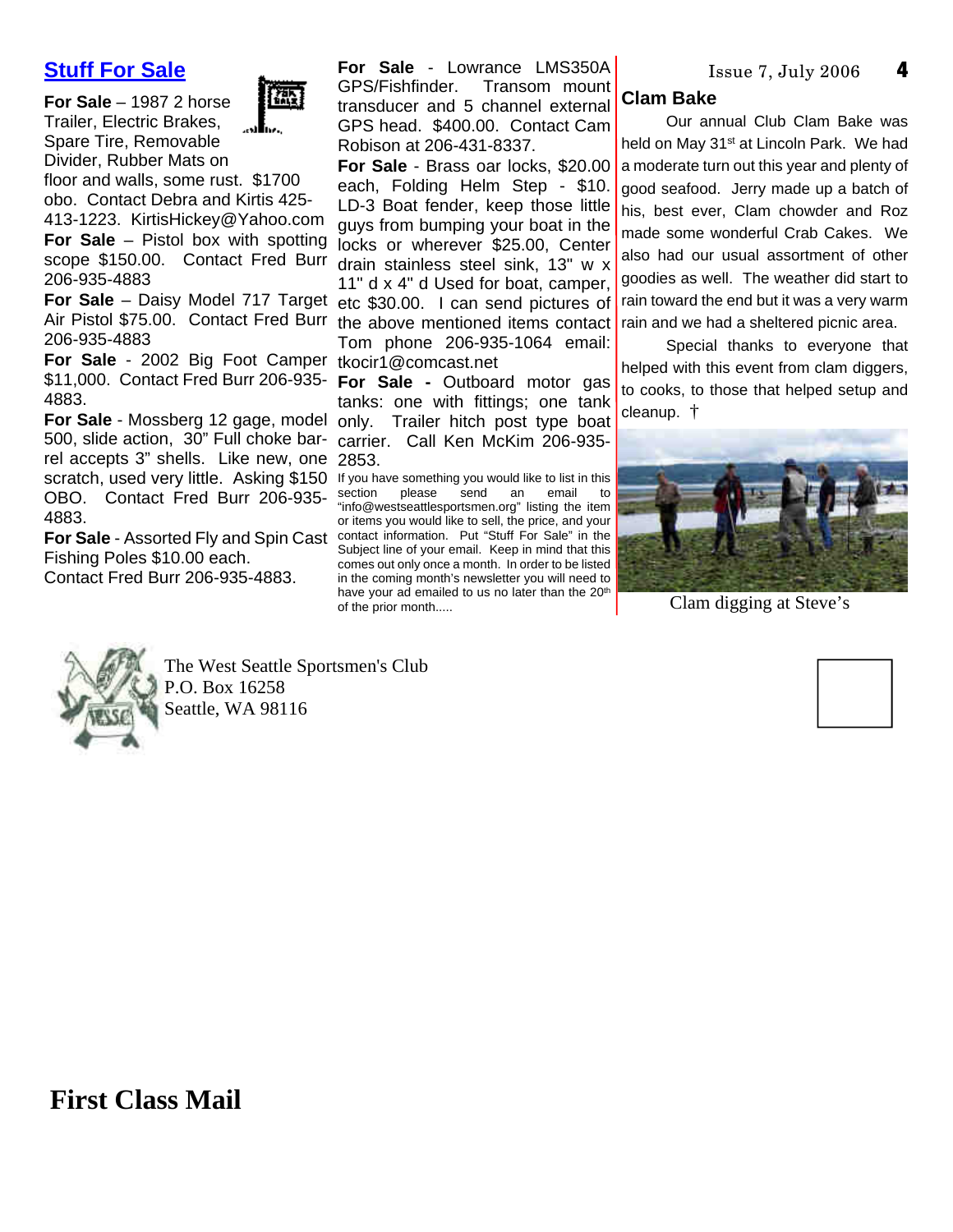## Stuff For Sale

**For Sale** – 1987 2 horse Trailer, Electric Brakes, Spare Tire, Removable Divider, Rubber Mats on floor and walls, some rust. $1700 obo. Contact Debra and Kirtis 425-413-1223. KirtisHickey@Yahoo.com

**For Sale** – Pistol box with spotting scope $150.00. Contact Fred Burr 206-935-4883

**For Sale** – Daisy Model 717 Target Air Pistol $75.00. Contact Fred Burr 206-935-4883

**For Sale** - 2002 Big Foot Camper $11,000. Contact Fred Burr 206-935-4883.

**For Sale** - Mossberg 12 gage, model 500, slide action, 30" Full choke barrel accepts 3" shells. Like new, one scratch, used very little. Asking $150 OBO. Contact Fred Burr 206-935-4883.

**For Sale** - Assorted Fly and Spin Cast Fishing Poles $10.00 each. Contact Fred Burr 206-935-4883.

**For Sale** - Lowrance LMS350A GPS/Fishfinder. Transom mount transducer and 5 channel external GPS head. $400.00. Contact Cam Robison at 206-431-8337.

**For Sale** - Brass oar locks, $20.00 each, Folding Helm Step - $10. LD-3 Boat fender, keep those little guys from bumping your boat in the locks or wherever $25.00, Center drain stainless steel sink, 13" w x 11" d x 4" d Used for boat, camper, etc $30.00. I can send pictures of the above mentioned items contact Tom phone 206-935-1064 email: tkocir1@comcast.net

**For Sale -** Outboard motor gas tanks: one with fittings; one tank only. Trailer hitch post type boat carrier. Call Ken McKim 206-935-2853.

If you have something you would like to list in this section please send an email to "info@westseattlesportsmen.org" listing the item or items you would like to sell, the price, and your contact information. Put "Stuff For Sale" in the Subject line of your email. Keep in mind that this comes out only once a month. In order to be listed in the coming month's newsletter you will need to have your ad emailed to us no later than the 20th of the prior month.....

## Clam Bake

Our annual Club Clam Bake was held on May 31st at Lincoln Park. We had a moderate turn out this year and plenty of good seafood. Jerry made up a batch of his, best ever, Clam chowder and Roz made some wonderful Crab Cakes. We also had our usual assortment of other goodies as well. The weather did start to rain toward the end but it was a very warm rain and we had a sheltered picnic area.

Special thanks to everyone that helped with this event from clam diggers, to cooks, to those that helped setup and cleanup. †

Clam digging at Steve's

The West Seattle Sportsmen's Club
P.O. Box 16258
Seattle, WA 98116

**First Class Mail**